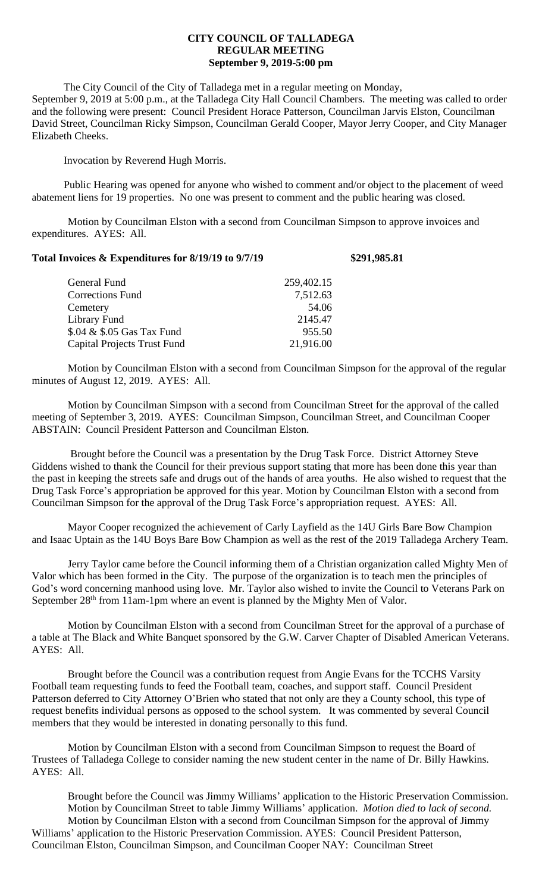# CITY COUNCIL OF TALLADEGA
## REGULAR MEETING
## September 9, 2019-5:00 pm

The City Council of the City of Talladega met in a regular meeting on Monday, September 9, 2019 at 5:00 p.m., at the Talladega City Hall Council Chambers. The meeting was called to order and the following were present: Council President Horace Patterson, Councilman Jarvis Elston, Councilman David Street, Councilman Ricky Simpson, Councilman Gerald Cooper, Mayor Jerry Cooper, and City Manager Elizabeth Cheeks.

Invocation by Reverend Hugh Morris.

Public Hearing was opened for anyone who wished to comment and/or object to the placement of weed abatement liens for 19 properties. No one was present to comment and the public hearing was closed.

Motion by Councilman Elston with a second from Councilman Simpson to approve invoices and expenditures. AYES: All.

**Total Invoices & Expenditures for 8/19/19 to 9/7/19 $291,985.81**

| | |
|---|---|
| General Fund | 259,402.15 |
| Corrections Fund | 7,512.63 |
| Cemetery | 54.06 |
| Library Fund | 2145.47 |
| $.04 & $.05 Gas Tax Fund | 955.50 |
| Capital Projects Trust Fund | 21,916.00 |

Motion by Councilman Elston with a second from Councilman Simpson for the approval of the regular minutes of August 12, 2019. AYES: All.

Motion by Councilman Simpson with a second from Councilman Street for the approval of the called meeting of September 3, 2019. AYES: Councilman Simpson, Councilman Street, and Councilman Cooper ABSTAIN: Council President Patterson and Councilman Elston.

Brought before the Council was a presentation by the Drug Task Force. District Attorney Steve Giddens wished to thank the Council for their previous support stating that more has been done this year than the past in keeping the streets safe and drugs out of the hands of area youths. He also wished to request that the Drug Task Force's appropriation be approved for this year. Motion by Councilman Elston with a second from Councilman Simpson for the approval of the Drug Task Force's appropriation request. AYES: All.

Mayor Cooper recognized the achievement of Carly Layfield as the 14U Girls Bare Bow Champion and Isaac Uptain as the 14U Boys Bare Bow Champion as well as the rest of the 2019 Talladega Archery Team.

Jerry Taylor came before the Council informing them of a Christian organization called Mighty Men of Valor which has been formed in the City. The purpose of the organization is to teach men the principles of God's word concerning manhood using love. Mr. Taylor also wished to invite the Council to Veterans Park on September 28th from 11am-1pm where an event is planned by the Mighty Men of Valor.

Motion by Councilman Elston with a second from Councilman Street for the approval of a purchase of a table at The Black and White Banquet sponsored by the G.W. Carver Chapter of Disabled American Veterans. AYES: All.

Brought before the Council was a contribution request from Angie Evans for the TCCHS Varsity Football team requesting funds to feed the Football team, coaches, and support staff. Council President Patterson deferred to City Attorney O'Brien who stated that not only are they a County school, this type of request benefits individual persons as opposed to the school system. It was commented by several Council members that they would be interested in donating personally to this fund.

Motion by Councilman Elston with a second from Councilman Simpson to request the Board of Trustees of Talladega College to consider naming the new student center in the name of Dr. Billy Hawkins. AYES: All.

Brought before the Council was Jimmy Williams' application to the Historic Preservation Commission. Motion by Councilman Street to table Jimmy Williams' application. *Motion died to lack of second.* Motion by Councilman Elston with a second from Councilman Simpson for the approval of Jimmy Williams' application to the Historic Preservation Commission. AYES: Council President Patterson, Councilman Elston, Councilman Simpson, and Councilman Cooper NAY: Councilman Street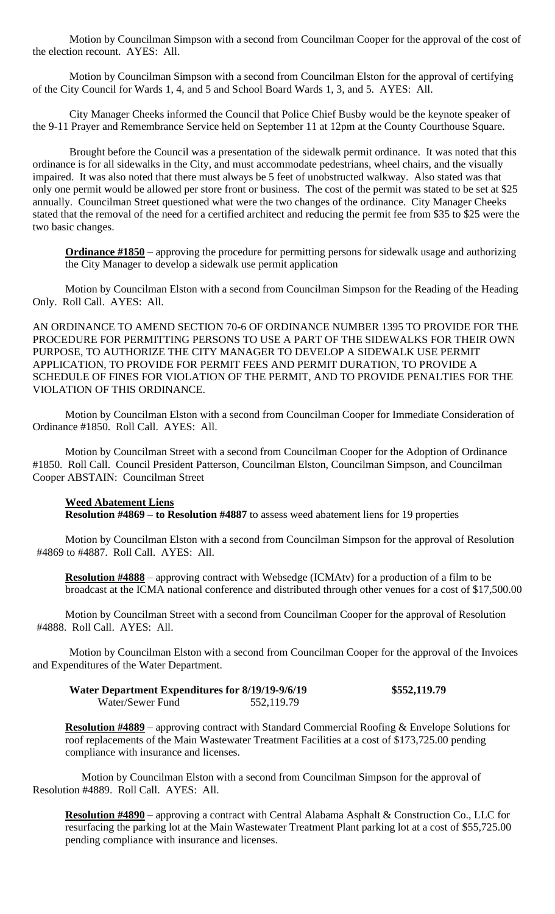Motion by Councilman Simpson with a second from Councilman Cooper for the approval of the cost of the election recount. AYES: All.

Motion by Councilman Simpson with a second from Councilman Elston for the approval of certifying of the City Council for Wards 1, 4, and 5 and School Board Wards 1, 3, and 5. AYES: All.

City Manager Cheeks informed the Council that Police Chief Busby would be the keynote speaker of the 9-11 Prayer and Remembrance Service held on September 11 at 12pm at the County Courthouse Square.

Brought before the Council was a presentation of the sidewalk permit ordinance. It was noted that this ordinance is for all sidewalks in the City, and must accommodate pedestrians, wheel chairs, and the visually impaired. It was also noted that there must always be 5 feet of unobstructed walkway. Also stated was that only one permit would be allowed per store front or business. The cost of the permit was stated to be set at $25 annually. Councilman Street questioned what were the two changes of the ordinance. City Manager Cheeks stated that the removal of the need for a certified architect and reducing the permit fee from $35 to $25 were the two basic changes.

**<u>Ordinance #1850</u>** – approving the procedure for permitting persons for sidewalk usage and authorizing the City Manager to develop a sidewalk use permit application

Motion by Councilman Elston with a second from Councilman Simpson for the Reading of the Heading Only. Roll Call. AYES: All.

AN ORDINANCE TO AMEND SECTION 70-6 OF ORDINANCE NUMBER 1395 TO PROVIDE FOR THE PROCEDURE FOR PERMITTING PERSONS TO USE A PART OF THE SIDEWALKS FOR THEIR OWN PURPOSE, TO AUTHORIZE THE CITY MANAGER TO DEVELOP A SIDEWALK USE PERMIT APPLICATION, TO PROVIDE FOR PERMIT FEES AND PERMIT DURATION, TO PROVIDE A SCHEDULE OF FINES FOR VIOLATION OF THE PERMIT, AND TO PROVIDE PENALTIES FOR THE VIOLATION OF THIS ORDINANCE.

Motion by Councilman Elston with a second from Councilman Cooper for Immediate Consideration of Ordinance #1850. Roll Call. AYES: All.

Motion by Councilman Street with a second from Councilman Cooper for the Adoption of Ordinance #1850. Roll Call. Council President Patterson, Councilman Elston, Councilman Simpson, and Councilman Cooper ABSTAIN: Councilman Street

**<u>Weed Abatement Liens</u>**
**Resolution #4869 – to Resolution #4887** to assess weed abatement liens for 19 properties

Motion by Councilman Elston with a second from Councilman Simpson for the approval of Resolution #4869 to #4887. Roll Call. AYES: All.

**<u>Resolution #4888</u>** – approving contract with Websedge (ICMAtv) for a production of a film to be broadcast at the ICMA national conference and distributed through other venues for a cost of $17,500.00

Motion by Councilman Street with a second from Councilman Cooper for the approval of Resolution #4888. Roll Call. AYES: All.

Motion by Councilman Elston with a second from Councilman Cooper for the approval of the Invoices and Expenditures of the Water Department.

| **Water Department Expenditures for 8/19/19-9/6/19** | | **$552,119.79** |
|---|---|---|
| Water/Sewer Fund | 552,119.79 | |

**<u>Resolution #4889</u>** – approving contract with Standard Commercial Roofing & Envelope Solutions for roof replacements of the Main Wastewater Treatment Facilities at a cost of $173,725.00 pending compliance with insurance and licenses.

Motion by Councilman Elston with a second from Councilman Simpson for the approval of Resolution #4889. Roll Call. AYES: All.

**<u>Resolution #4890</u>** – approving a contract with Central Alabama Asphalt & Construction Co., LLC for resurfacing the parking lot at the Main Wastewater Treatment Plant parking lot at a cost of $55,725.00 pending compliance with insurance and licenses.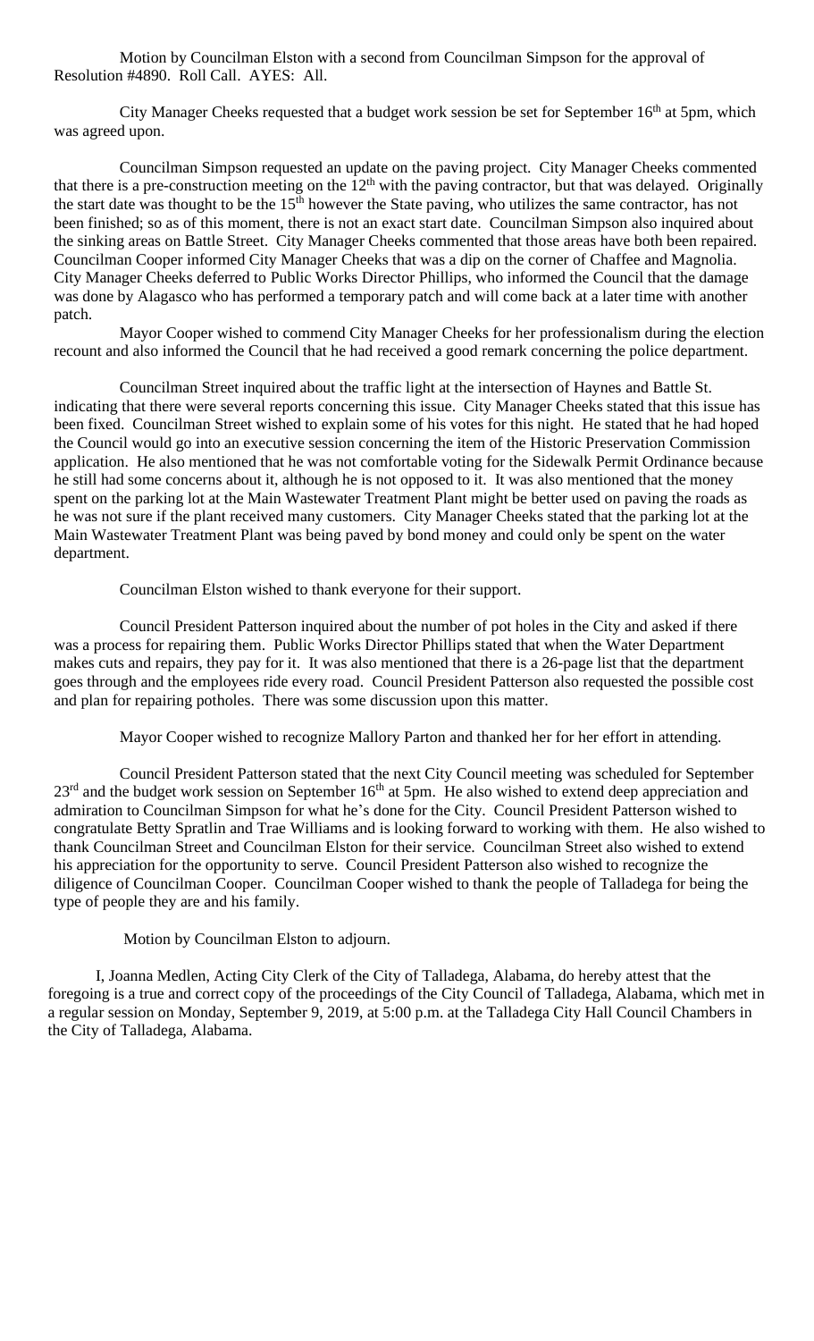Motion by Councilman Elston with a second from Councilman Simpson for the approval of Resolution #4890. Roll Call. AYES: All.

City Manager Cheeks requested that a budget work session be set for September 16th at 5pm, which was agreed upon.

Councilman Simpson requested an update on the paving project. City Manager Cheeks commented that there is a pre-construction meeting on the 12th with the paving contractor, but that was delayed. Originally the start date was thought to be the 15th however the State paving, who utilizes the same contractor, has not been finished; so as of this moment, there is not an exact start date. Councilman Simpson also inquired about the sinking areas on Battle Street. City Manager Cheeks commented that those areas have both been repaired. Councilman Cooper informed City Manager Cheeks that was a dip on the corner of Chaffee and Magnolia. City Manager Cheeks deferred to Public Works Director Phillips, who informed the Council that the damage was done by Alagasco who has performed a temporary patch and will come back at a later time with another patch.

Mayor Cooper wished to commend City Manager Cheeks for her professionalism during the election recount and also informed the Council that he had received a good remark concerning the police department.

Councilman Street inquired about the traffic light at the intersection of Haynes and Battle St. indicating that there were several reports concerning this issue. City Manager Cheeks stated that this issue has been fixed. Councilman Street wished to explain some of his votes for this night. He stated that he had hoped the Council would go into an executive session concerning the item of the Historic Preservation Commission application. He also mentioned that he was not comfortable voting for the Sidewalk Permit Ordinance because he still had some concerns about it, although he is not opposed to it. It was also mentioned that the money spent on the parking lot at the Main Wastewater Treatment Plant might be better used on paving the roads as he was not sure if the plant received many customers. City Manager Cheeks stated that the parking lot at the Main Wastewater Treatment Plant was being paved by bond money and could only be spent on the water department.

Councilman Elston wished to thank everyone for their support.

Council President Patterson inquired about the number of pot holes in the City and asked if there was a process for repairing them. Public Works Director Phillips stated that when the Water Department makes cuts and repairs, they pay for it. It was also mentioned that there is a 26-page list that the department goes through and the employees ride every road. Council President Patterson also requested the possible cost and plan for repairing potholes. There was some discussion upon this matter.

Mayor Cooper wished to recognize Mallory Parton and thanked her for her effort in attending.

Council President Patterson stated that the next City Council meeting was scheduled for September 23rd and the budget work session on September 16th at 5pm. He also wished to extend deep appreciation and admiration to Councilman Simpson for what he's done for the City. Council President Patterson wished to congratulate Betty Spratlin and Trae Williams and is looking forward to working with them. He also wished to thank Councilman Street and Councilman Elston for their service. Councilman Street also wished to extend his appreciation for the opportunity to serve. Council President Patterson also wished to recognize the diligence of Councilman Cooper. Councilman Cooper wished to thank the people of Talladega for being the type of people they are and his family.

Motion by Councilman Elston to adjourn.

I, Joanna Medlen, Acting City Clerk of the City of Talladega, Alabama, do hereby attest that the foregoing is a true and correct copy of the proceedings of the City Council of Talladega, Alabama, which met in a regular session on Monday, September 9, 2019, at 5:00 p.m. at the Talladega City Hall Council Chambers in the City of Talladega, Alabama.